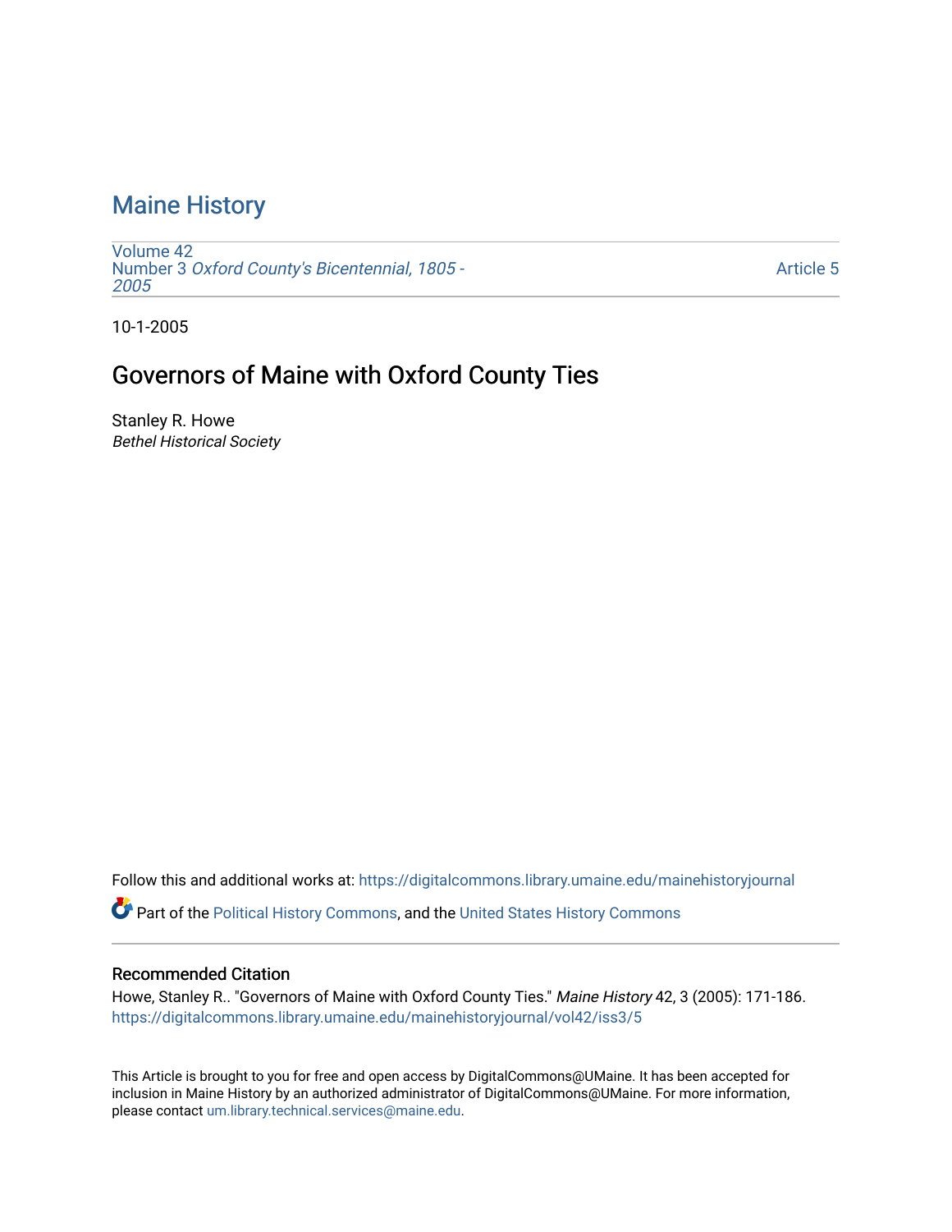# Maine History

Volume 42
Number 3 *Oxford County's Bicentennial, 1805 - 2005*

Article 5

10-1-2005

## Governors of Maine with Oxford County Ties

Stanley R. Howe
*Bethel Historical Society*

Follow this and additional works at: https://digitalcommons.library.umaine.edu/mainehistoryjournal

Part of the Political History Commons, and the United States History Commons

### Recommended Citation

Howe, Stanley R.. "Governors of Maine with Oxford County Ties." *Maine History* 42, 3 (2005): 171-186.
https://digitalcommons.library.umaine.edu/mainehistoryjournal/vol42/iss3/5

This Article is brought to you for free and open access by DigitalCommons@UMaine. It has been accepted for inclusion in Maine History by an authorized administrator of DigitalCommons@UMaine. For more information, please contact um.library.technical.services@maine.edu.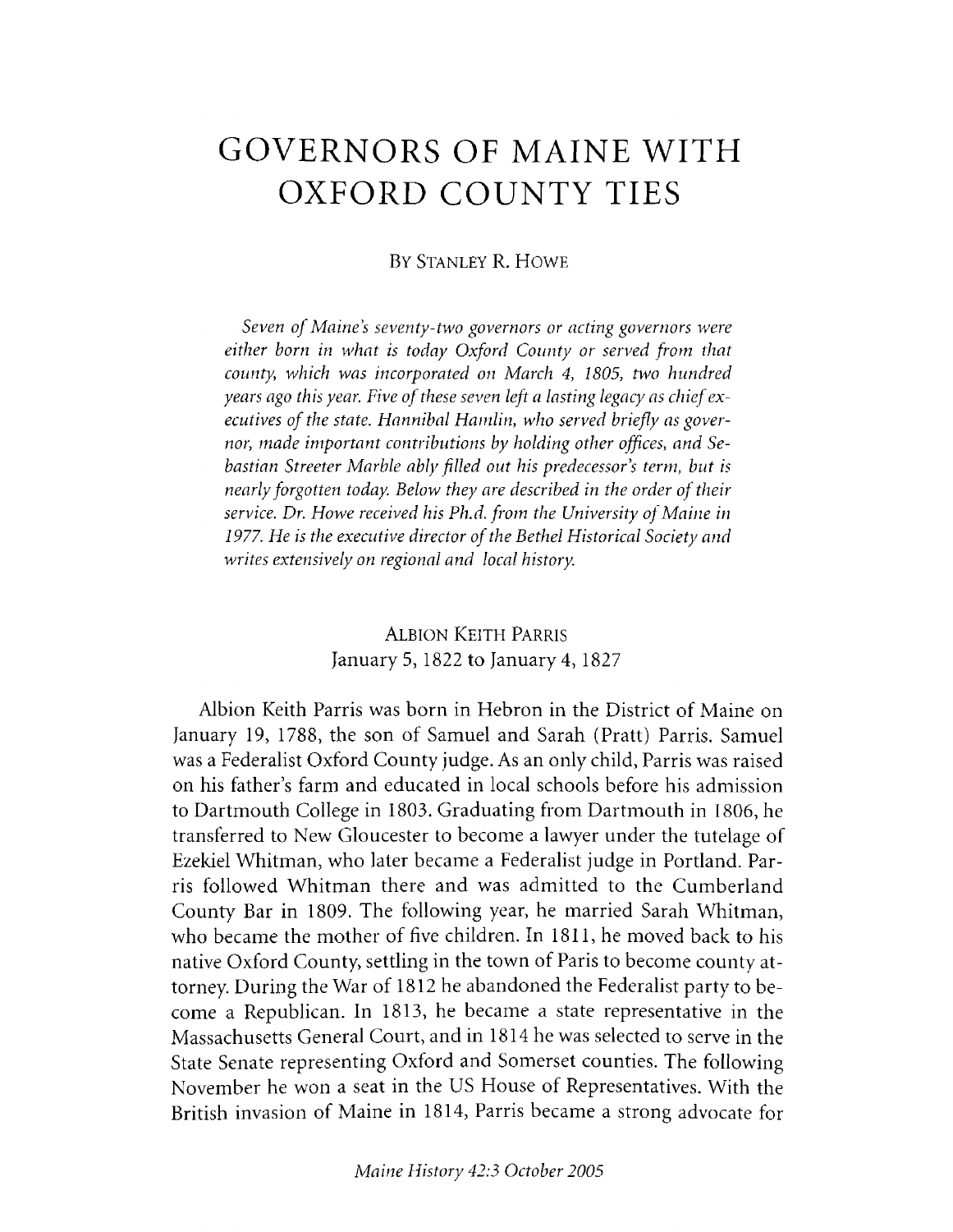# GOVERNORS OF MAINE WITH OXFORD COUNTY TIES

BY STANLEY R. HOWE

*Seven of Maine's seventy-two governors or acting governors were either born in what is today Oxford County or served from that county, which was incorporated on March 4, 1805, two hundred years ago this year. Five of these seven left a lasting legacy as chief executives of the state. Hannibal Hamlin, who served briefly as governor, made important contributions by holding other offices, and Sebastian Streeter Marble ably filled out his predecessor's term, but is nearly forgotten today. Below they are described in the order of their service. Dr. Howe received his Ph.d. from the University of Maine in 1977. He is the executive director of the Bethel Historical Society and writes extensively on regional and local history.*

## ALBION KEITH PARRIS
January 5, 1822 to January 4, 1827

Albion Keith Parris was born in Hebron in the District of Maine on January 19, 1788, the son of Samuel and Sarah (Pratt) Parris. Samuel was a Federalist Oxford County judge. As an only child, Parris was raised on his father's farm and educated in local schools before his admission to Dartmouth College in 1803. Graduating from Dartmouth in 1806, he transferred to New Gloucester to become a lawyer under the tutelage of Ezekiel Whitman, who later became a Federalist judge in Portland. Parris followed Whitman there and was admitted to the Cumberland County Bar in 1809. The following year, he married Sarah Whitman, who became the mother of five children. In 1811, he moved back to his native Oxford County, settling in the town of Paris to become county attorney. During the War of 1812 he abandoned the Federalist party to become a Republican. In 1813, he became a state representative in the Massachusetts General Court, and in 1814 he was selected to serve in the State Senate representing Oxford and Somerset counties. The following November he won a seat in the US House of Representatives. With the British invasion of Maine in 1814, Parris became a strong advocate for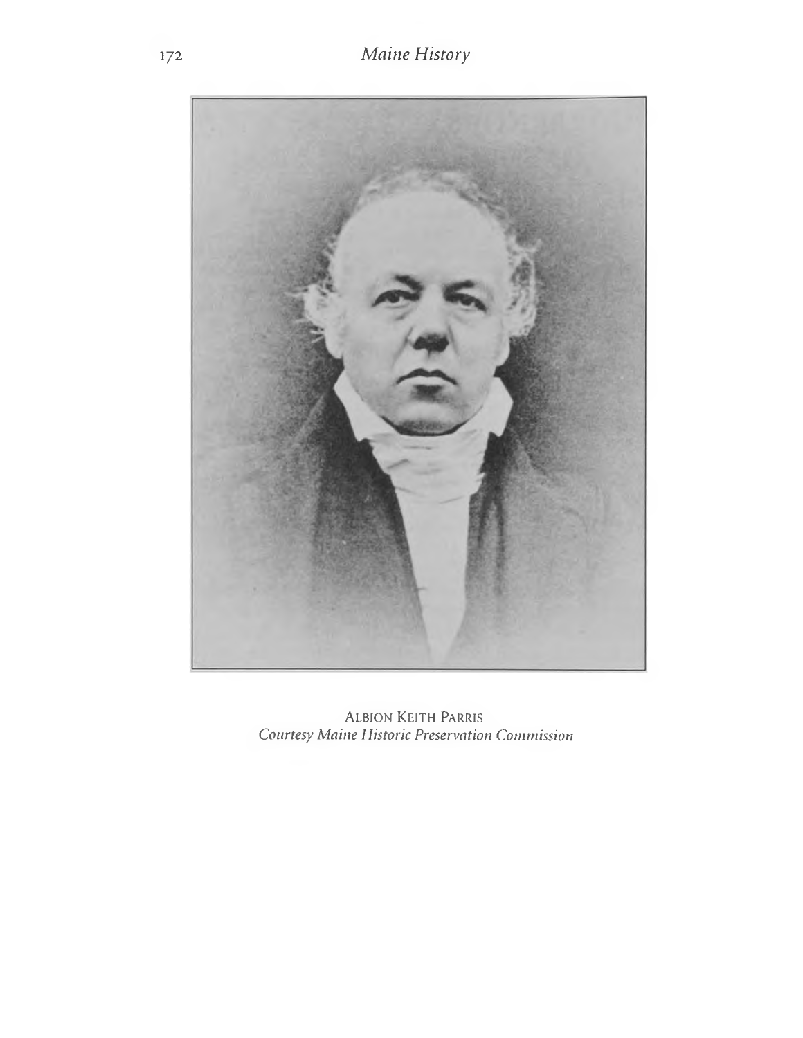ALBION KEITH PARRIS
*Courtesy Maine Historic Preservation Commission*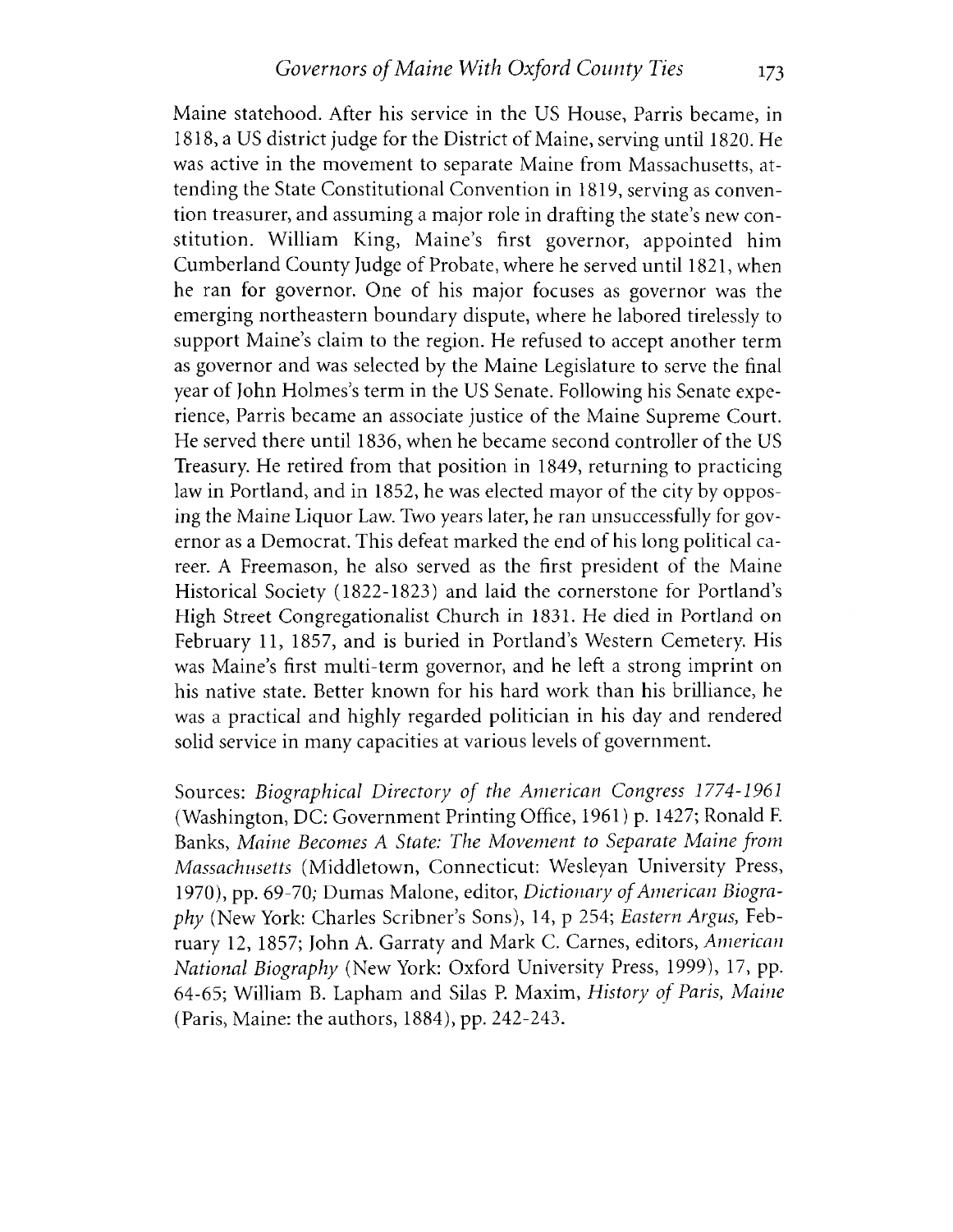Maine statehood. After his service in the US House, Parris became, in 1818, a US district judge for the District of Maine, serving until 1820. He was active in the movement to separate Maine from Massachusetts, attending the State Constitutional Convention in 1819, serving as convention treasurer, and assuming a major role in drafting the state's new constitution. William King, Maine's first governor, appointed him Cumberland County Judge of Probate, where he served until 1821, when he ran for governor. One of his major focuses as governor was the emerging northeastern boundary dispute, where he labored tirelessly to support Maine's claim to the region. He refused to accept another term as governor and was selected by the Maine Legislature to serve the final year of John Holmes's term in the US Senate. Following his Senate experience, Parris became an associate justice of the Maine Supreme Court. He served there until 1836, when he became second controller of the US Treasury. He retired from that position in 1849, returning to practicing law in Portland, and in 1852, he was elected mayor of the city by opposing the Maine Liquor Law. Two years later, he ran unsuccessfully for governor as a Democrat. This defeat marked the end of his long political career. A Freemason, he also served as the first president of the Maine Historical Society (1822-1823) and laid the cornerstone for Portland's High Street Congregationalist Church in 1831. He died in Portland on February 11, 1857, and is buried in Portland's Western Cemetery. His was Maine's first multi-term governor, and he left a strong imprint on his native state. Better known for his hard work than his brilliance, he was a practical and highly regarded politician in his day and rendered solid service in many capacities at various levels of government.

Sources: *Biographical Directory of the American Congress 1774-1961* (Washington, DC: Government Printing Office, 1961) p. 1427; Ronald F. Banks, *Maine Becomes A State: The Movement to Separate Maine from Massachusetts* (Middletown, Connecticut: Wesleyan University Press, 1970), pp. 69-70; Dumas Malone, editor, *Dictionary of American Biography* (New York: Charles Scribner's Sons), 14, p 254; *Eastern Argus,* February 12, 1857; John A. Garraty and Mark C. Carnes, editors, *American National Biography* (New York: Oxford University Press, 1999), 17, pp. 64-65; William B. Lapham and Silas P. Maxim, *History of Paris, Maine* (Paris, Maine: the authors, 1884), pp. 242-243.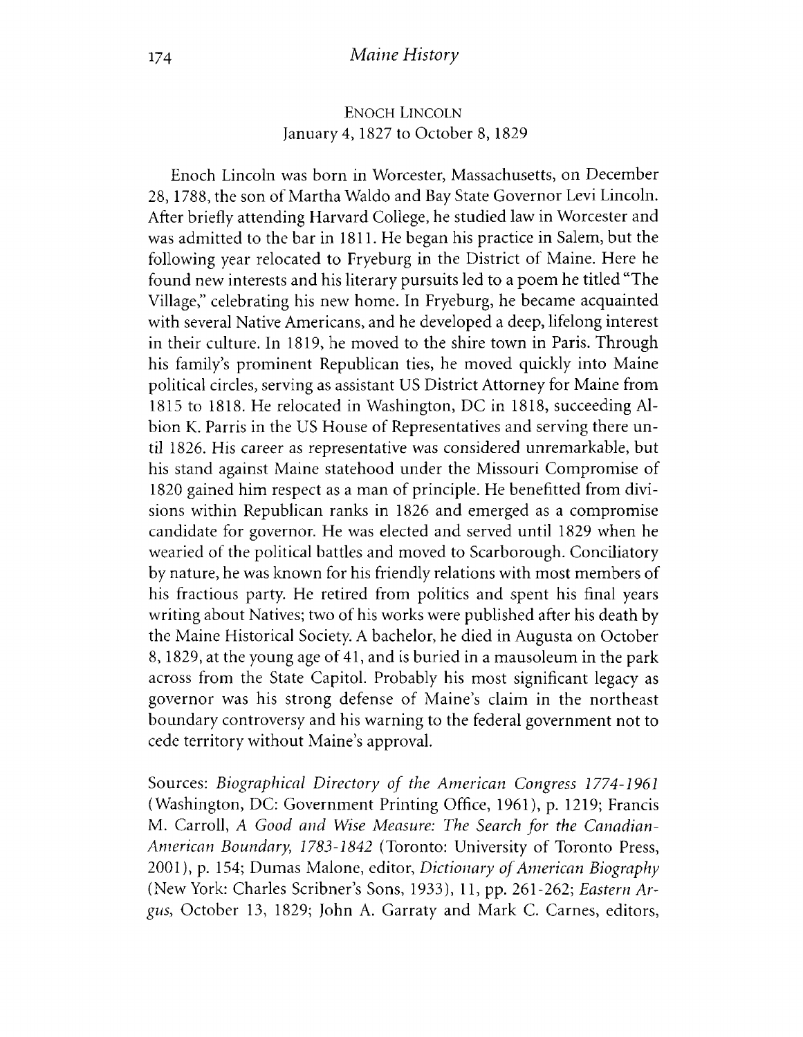## Enoch Lincoln

January 4, 1827 to October 8, 1829

Enoch Lincoln was born in Worcester, Massachusetts, on December 28, 1788, the son of Martha Waldo and Bay State Governor Levi Lincoln. After briefly attending Harvard College, he studied law in Worcester and was admitted to the bar in 1811. He began his practice in Salem, but the following year relocated to Fryeburg in the District of Maine. Here he found new interests and his literary pursuits led to a poem he titled "The Village," celebrating his new home. In Fryeburg, he became acquainted with several Native Americans, and he developed a deep, lifelong interest in their culture. In 1819, he moved to the shire town in Paris. Through his family's prominent Republican ties, he moved quickly into Maine political circles, serving as assistant US District Attorney for Maine from 1815 to 1818. He relocated in Washington, DC in 1818, succeeding Albion K. Parris in the US House of Representatives and serving there until 1826. His career as representative was considered unremarkable, but his stand against Maine statehood under the Missouri Compromise of 1820 gained him respect as a man of principle. He benefitted from divisions within Republican ranks in 1826 and emerged as a compromise candidate for governor. He was elected and served until 1829 when he wearied of the political battles and moved to Scarborough. Conciliatory by nature, he was known for his friendly relations with most members of his fractious party. He retired from politics and spent his final years writing about Natives; two of his works were published after his death by the Maine Historical Society. A bachelor, he died in Augusta on October 8, 1829, at the young age of 41, and is buried in a mausoleum in the park across from the State Capitol. Probably his most significant legacy as governor was his strong defense of Maine's claim in the northeast boundary controversy and his warning to the federal government not to cede territory without Maine's approval.

Sources: *Biographical Directory of the American Congress 1774-1961* (Washington, DC: Government Printing Office, 1961), p. 1219; Francis M. Carroll, *A Good and Wise Measure: The Search for the Canadian-American Boundary, 1783-1842* (Toronto: University of Toronto Press, 2001), p. 154; Dumas Malone, editor, *Dictionary of American Biography* (New York: Charles Scribner's Sons, 1933), 11, pp. 261-262; *Eastern Argus*, October 13, 1829; John A. Garraty and Mark C. Carnes, editors,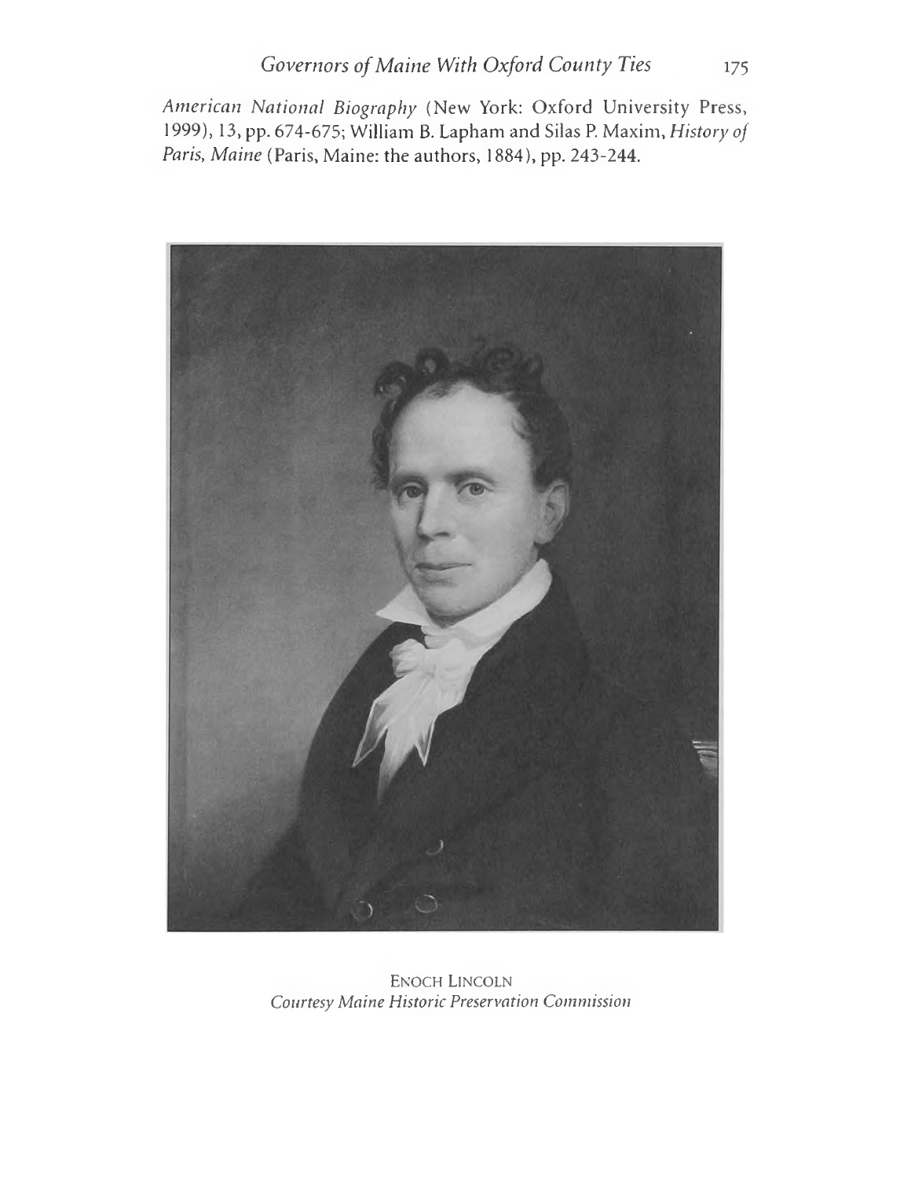*American National Biography* (New York: Oxford University Press, 1999), 13, pp. 674-675; William B. Lapham and Silas P. Maxim, *History of Paris, Maine* (Paris, Maine: the authors, 1884), pp. 243-244.

ENOCH LINCOLN
*Courtesy Maine Historic Preservation Commission*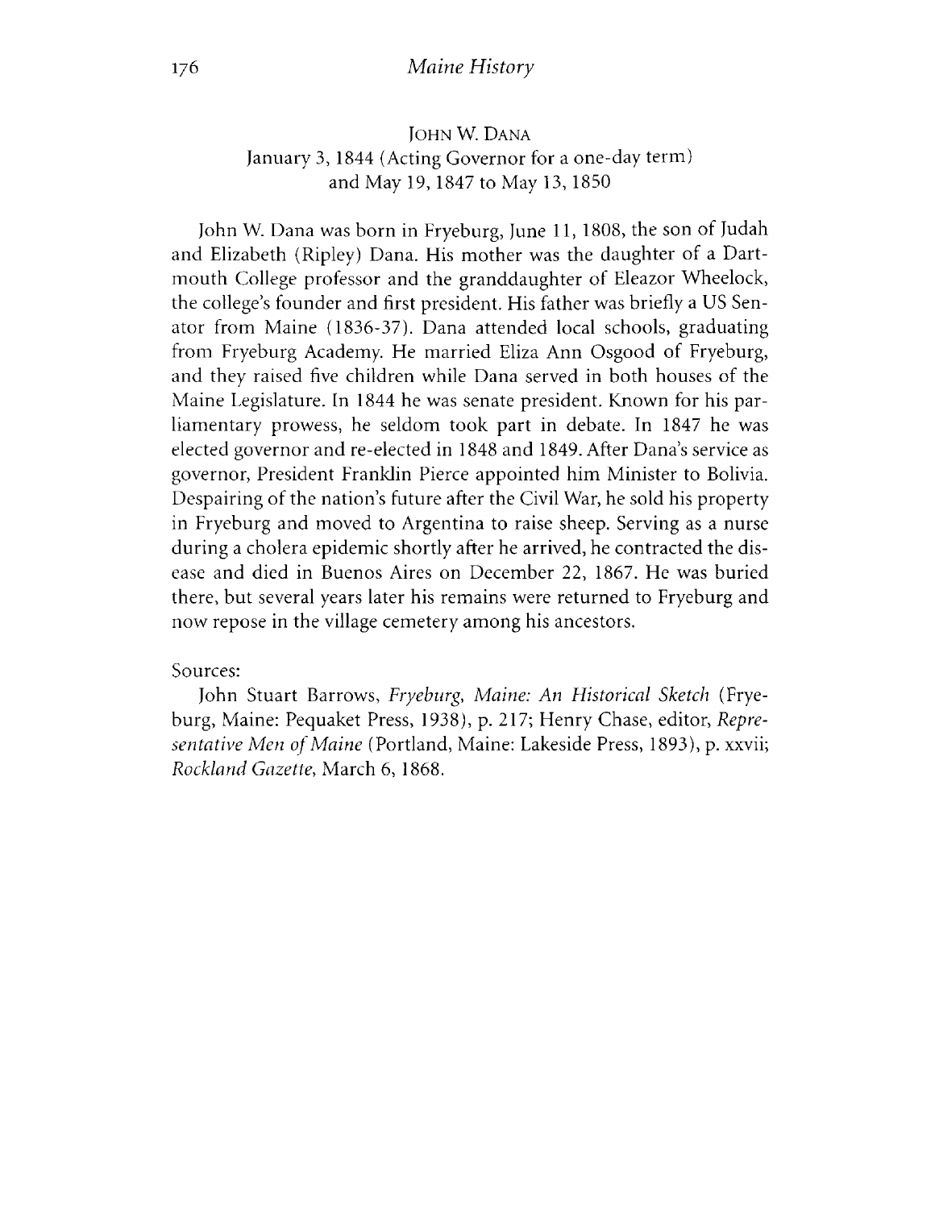## JOHN W. DANA

January 3, 1844 (Acting Governor for a one-day term)
and May 19, 1847 to May 13, 1850

John W. Dana was born in Fryeburg, June 11, 1808, the son of Judah and Elizabeth (Ripley) Dana. His mother was the daughter of a Dartmouth College professor and the granddaughter of Eleazor Wheelock, the college's founder and first president. His father was briefly a US Senator from Maine (1836-37). Dana attended local schools, graduating from Fryeburg Academy. He married Eliza Ann Osgood of Fryeburg, and they raised five children while Dana served in both houses of the Maine Legislature. In 1844 he was senate president. Known for his parliamentary prowess, he seldom took part in debate. In 1847 he was elected governor and re-elected in 1848 and 1849. After Dana's service as governor, President Franklin Pierce appointed him Minister to Bolivia. Despairing of the nation's future after the Civil War, he sold his property in Fryeburg and moved to Argentina to raise sheep. Serving as a nurse during a cholera epidemic shortly after he arrived, he contracted the disease and died in Buenos Aires on December 22, 1867. He was buried there, but several years later his remains were returned to Fryeburg and now repose in the village cemetery among his ancestors.

Sources:

John Stuart Barrows, *Fryeburg, Maine: An Historical Sketch* (Fryeburg, Maine: Pequaket Press, 1938), p. 217; Henry Chase, editor, *Representative Men of Maine* (Portland, Maine: Lakeside Press, 1893), p. xxvii; *Rockland Gazette*, March 6, 1868.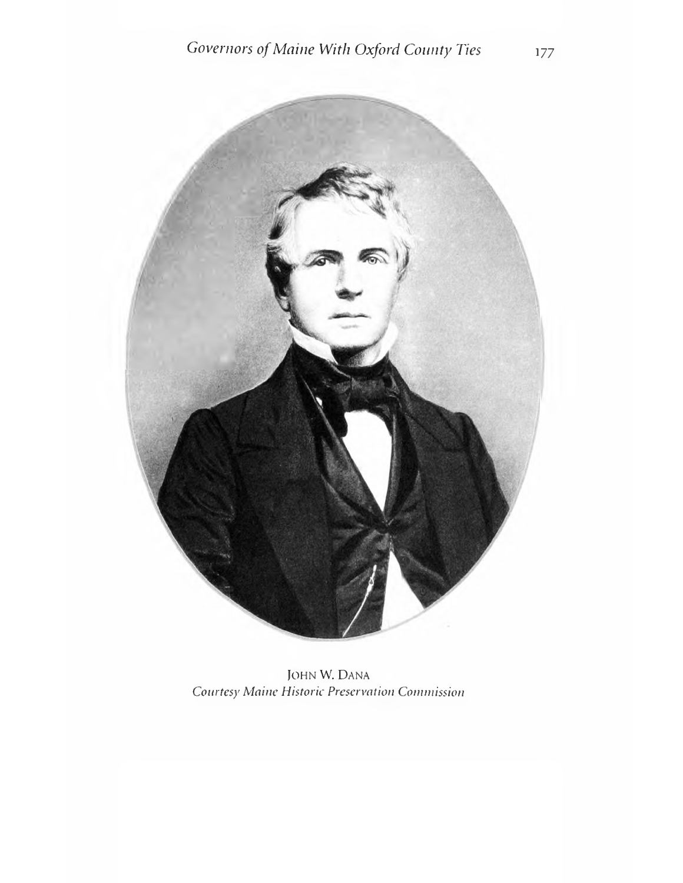JOHN W. DANA

*Courtesy Maine Historic Preservation Commission*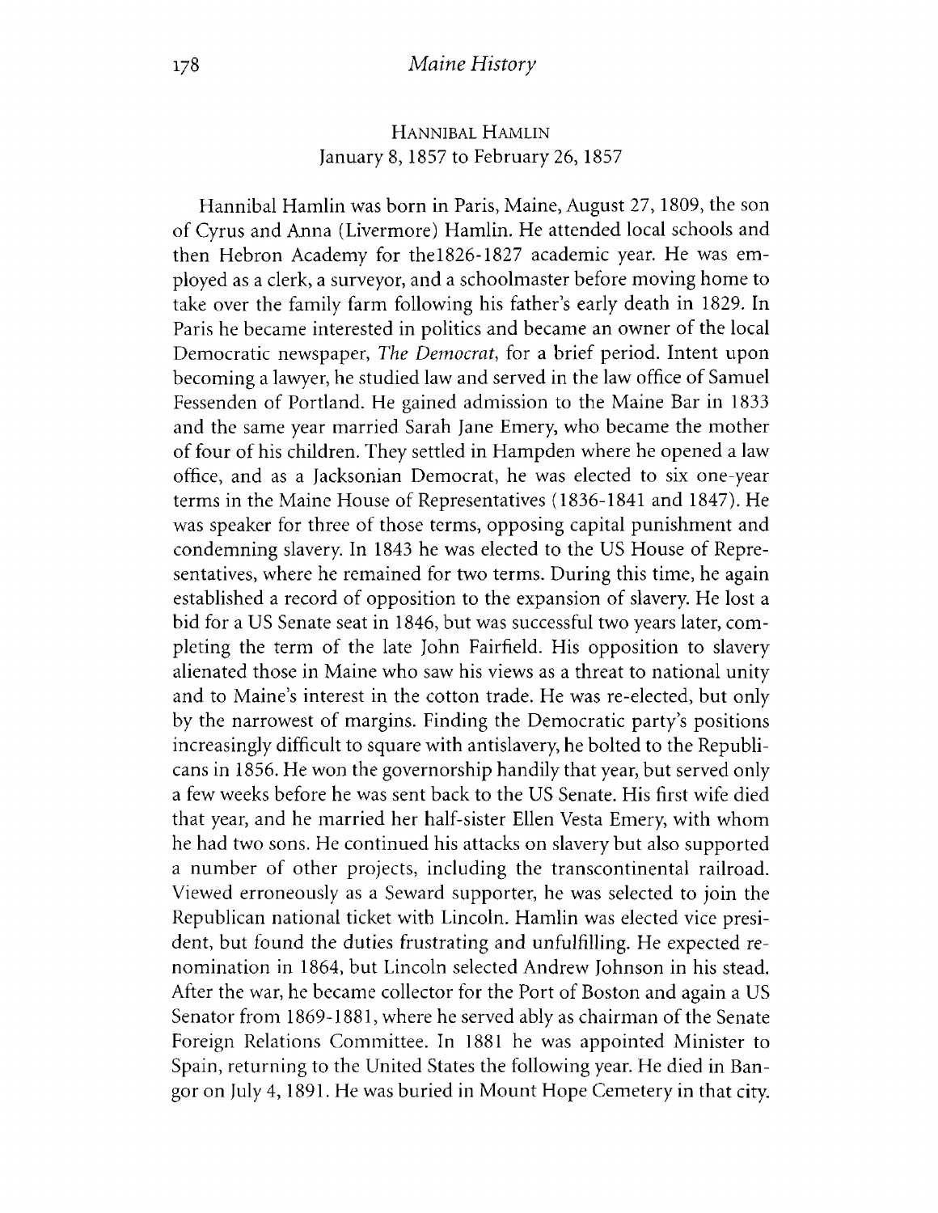## Hannibal Hamlin
January 8, 1857 to February 26, 1857

Hannibal Hamlin was born in Paris, Maine, August 27, 1809, the son of Cyrus and Anna (Livermore) Hamlin. He attended local schools and then Hebron Academy for the1826-1827 academic year. He was employed as a clerk, a surveyor, and a schoolmaster before moving home to take over the family farm following his father's early death in 1829. In Paris he became interested in politics and became an owner of the local Democratic newspaper, *The Democrat*, for a brief period. Intent upon becoming a lawyer, he studied law and served in the law office of Samuel Fessenden of Portland. He gained admission to the Maine Bar in 1833 and the same year married Sarah Jane Emery, who became the mother of four of his children. They settled in Hampden where he opened a law office, and as a Jacksonian Democrat, he was elected to six one-year terms in the Maine House of Representatives (1836-1841 and 1847). He was speaker for three of those terms, opposing capital punishment and condemning slavery. In 1843 he was elected to the US House of Representatives, where he remained for two terms. During this time, he again established a record of opposition to the expansion of slavery. He lost a bid for a US Senate seat in 1846, but was successful two years later, completing the term of the late John Fairfield. His opposition to slavery alienated those in Maine who saw his views as a threat to national unity and to Maine's interest in the cotton trade. He was re-elected, but only by the narrowest of margins. Finding the Democratic party's positions increasingly difficult to square with antislavery, he bolted to the Republicans in 1856. He won the governorship handily that year, but served only a few weeks before he was sent back to the US Senate. His first wife died that year, and he married her half-sister Ellen Vesta Emery, with whom he had two sons. He continued his attacks on slavery but also supported a number of other projects, including the transcontinental railroad. Viewed erroneously as a Seward supporter, he was selected to join the Republican national ticket with Lincoln. Hamlin was elected vice president, but found the duties frustrating and unfulfilling. He expected renomination in 1864, but Lincoln selected Andrew Johnson in his stead. After the war, he became collector for the Port of Boston and again a US Senator from 1869-1881, where he served ably as chairman of the Senate Foreign Relations Committee. In 1881 he was appointed Minister to Spain, returning to the United States the following year. He died in Bangor on July 4, 1891. He was buried in Mount Hope Cemetery in that city.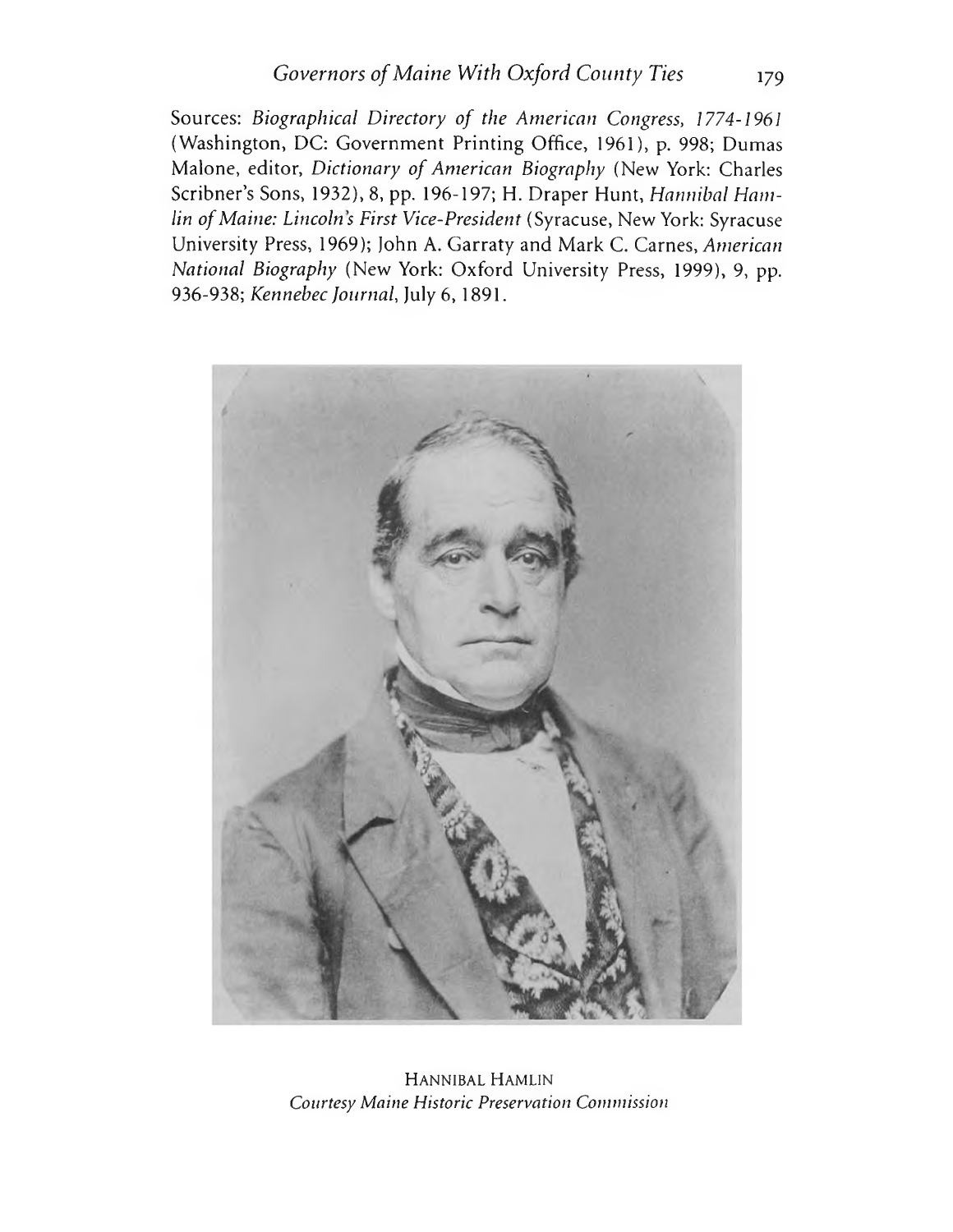Sources: *Biographical Directory of the American Congress, 1774-1961* (Washington, DC: Government Printing Office, 1961), p. 998; Dumas Malone, editor, *Dictionary of American Biography* (New York: Charles Scribner's Sons, 1932), 8, pp. 196-197; H. Draper Hunt, *Hannibal Hamlin of Maine: Lincoln's First Vice-President* (Syracuse, New York: Syracuse University Press, 1969); John A. Garraty and Mark C. Carnes, *American National Biography* (New York: Oxford University Press, 1999), 9, pp. 936-938; *Kennebec Journal*, July 6, 1891.

HANNIBAL HAMLIN
*Courtesy Maine Historic Preservation Commission*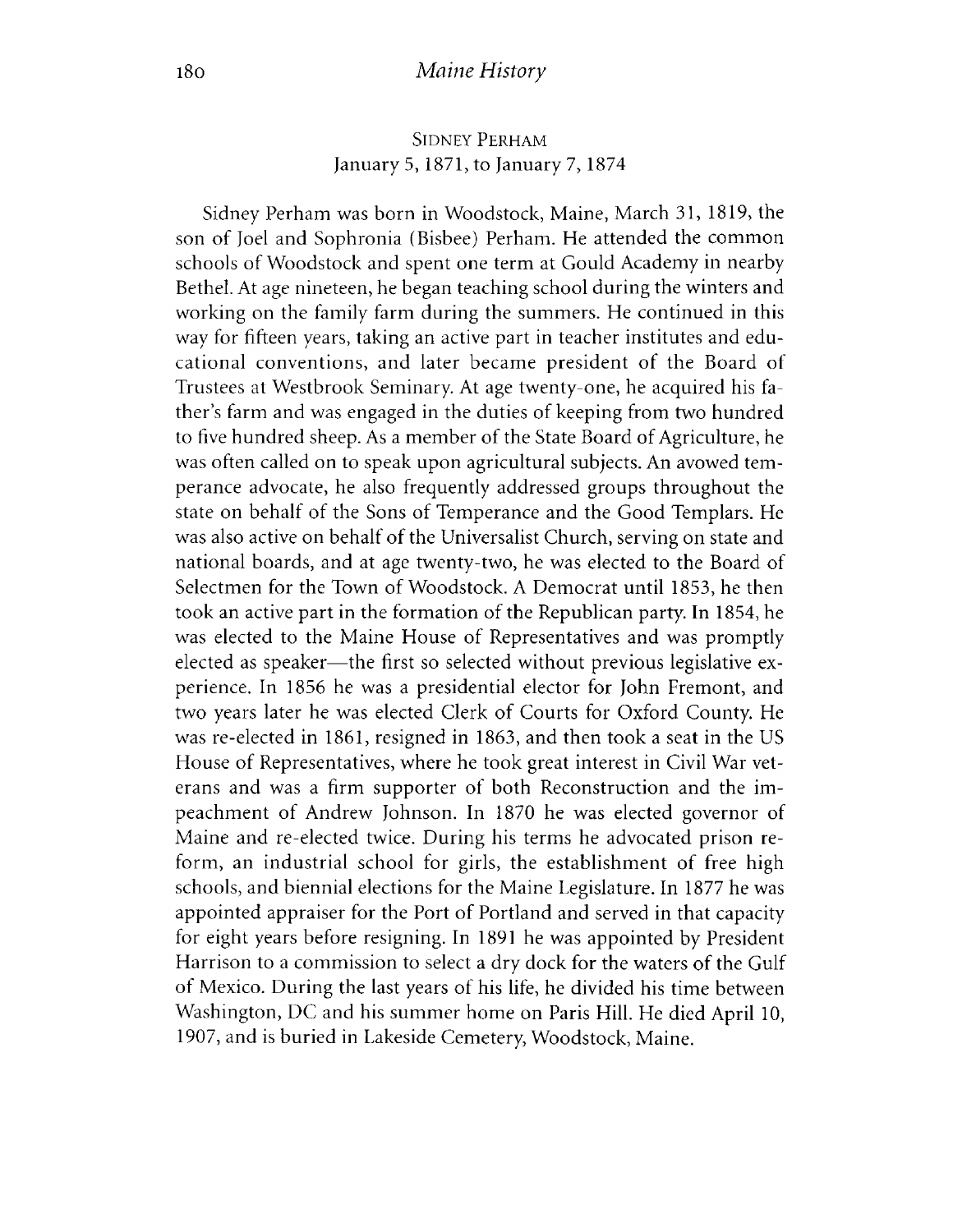## SIDNEY PERHAM

January 5, 1871, to January 7, 1874

Sidney Perham was born in Woodstock, Maine, March 31, 1819, the son of Joel and Sophronia (Bisbee) Perham. He attended the common schools of Woodstock and spent one term at Gould Academy in nearby Bethel. At age nineteen, he began teaching school during the winters and working on the family farm during the summers. He continued in this way for fifteen years, taking an active part in teacher institutes and educational conventions, and later became president of the Board of Trustees at Westbrook Seminary. At age twenty-one, he acquired his father's farm and was engaged in the duties of keeping from two hundred to five hundred sheep. As a member of the State Board of Agriculture, he was often called on to speak upon agricultural subjects. An avowed temperance advocate, he also frequently addressed groups throughout the state on behalf of the Sons of Temperance and the Good Templars. He was also active on behalf of the Universalist Church, serving on state and national boards, and at age twenty-two, he was elected to the Board of Selectmen for the Town of Woodstock. A Democrat until 1853, he then took an active part in the formation of the Republican party. In 1854, he was elected to the Maine House of Representatives and was promptly elected as speaker—the first so selected without previous legislative experience. In 1856 he was a presidential elector for John Fremont, and two years later he was elected Clerk of Courts for Oxford County. He was re-elected in 1861, resigned in 1863, and then took a seat in the US House of Representatives, where he took great interest in Civil War veterans and was a firm supporter of both Reconstruction and the impeachment of Andrew Johnson. In 1870 he was elected governor of Maine and re-elected twice. During his terms he advocated prison reform, an industrial school for girls, the establishment of free high schools, and biennial elections for the Maine Legislature. In 1877 he was appointed appraiser for the Port of Portland and served in that capacity for eight years before resigning. In 1891 he was appointed by President Harrison to a commission to select a dry dock for the waters of the Gulf of Mexico. During the last years of his life, he divided his time between Washington, DC and his summer home on Paris Hill. He died April 10, 1907, and is buried in Lakeside Cemetery, Woodstock, Maine.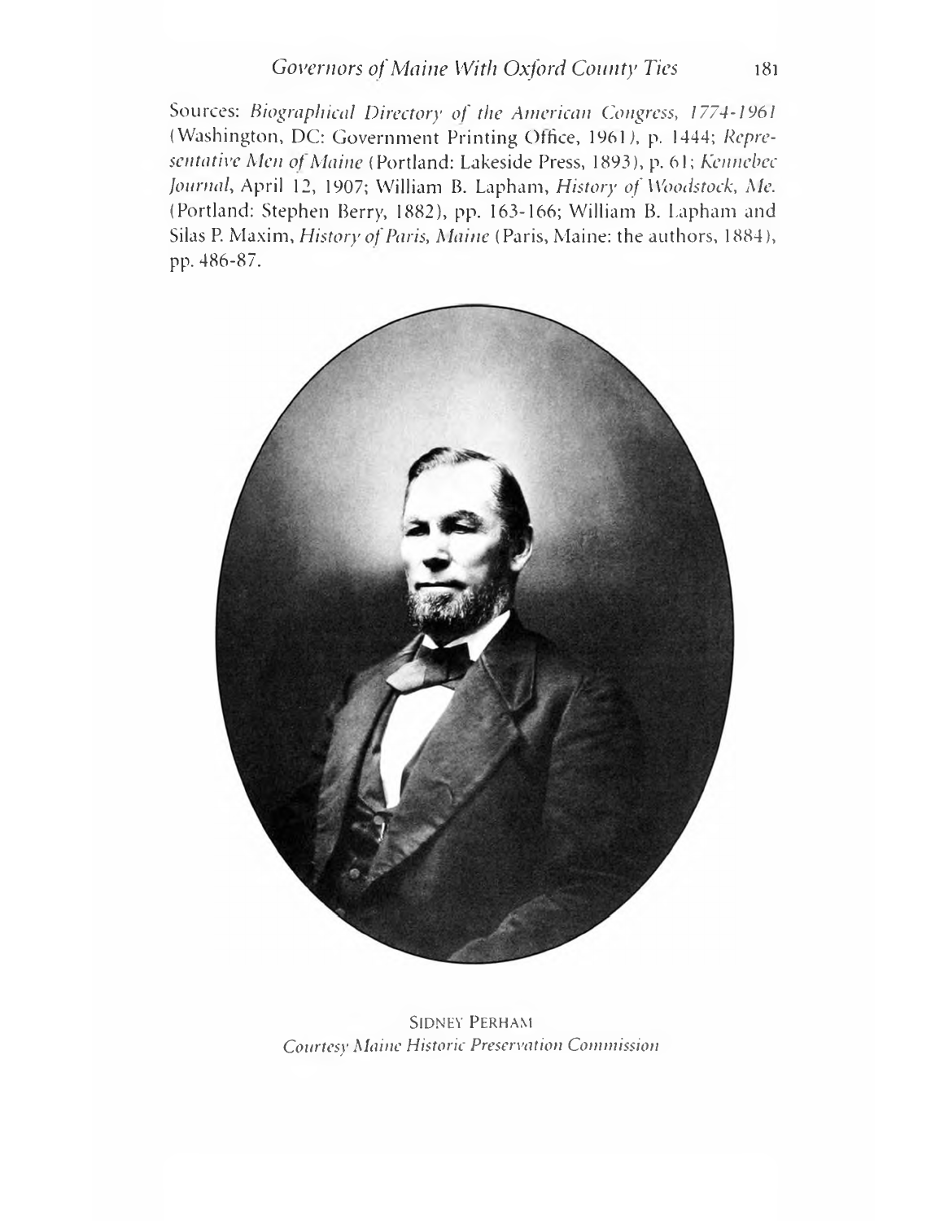Sources: *Biographical Directory of the American Congress, 1774-1961* (Washington, DC: Government Printing Office, 1961), p. 1444; *Representative Men of Maine* (Portland: Lakeside Press, 1893), p. 61; *Kennebec Journal*, April 12, 1907; William B. Lapham, *History of Woodstock, Me.* (Portland: Stephen Berry, 1882), pp. 163-166; William B. Lapham and Silas P. Maxim, *History of Paris, Maine* (Paris, Maine: the authors, 1884), pp. 486-87.

SIDNEY PERHAM
*Courtesy Maine Historic Preservation Commission*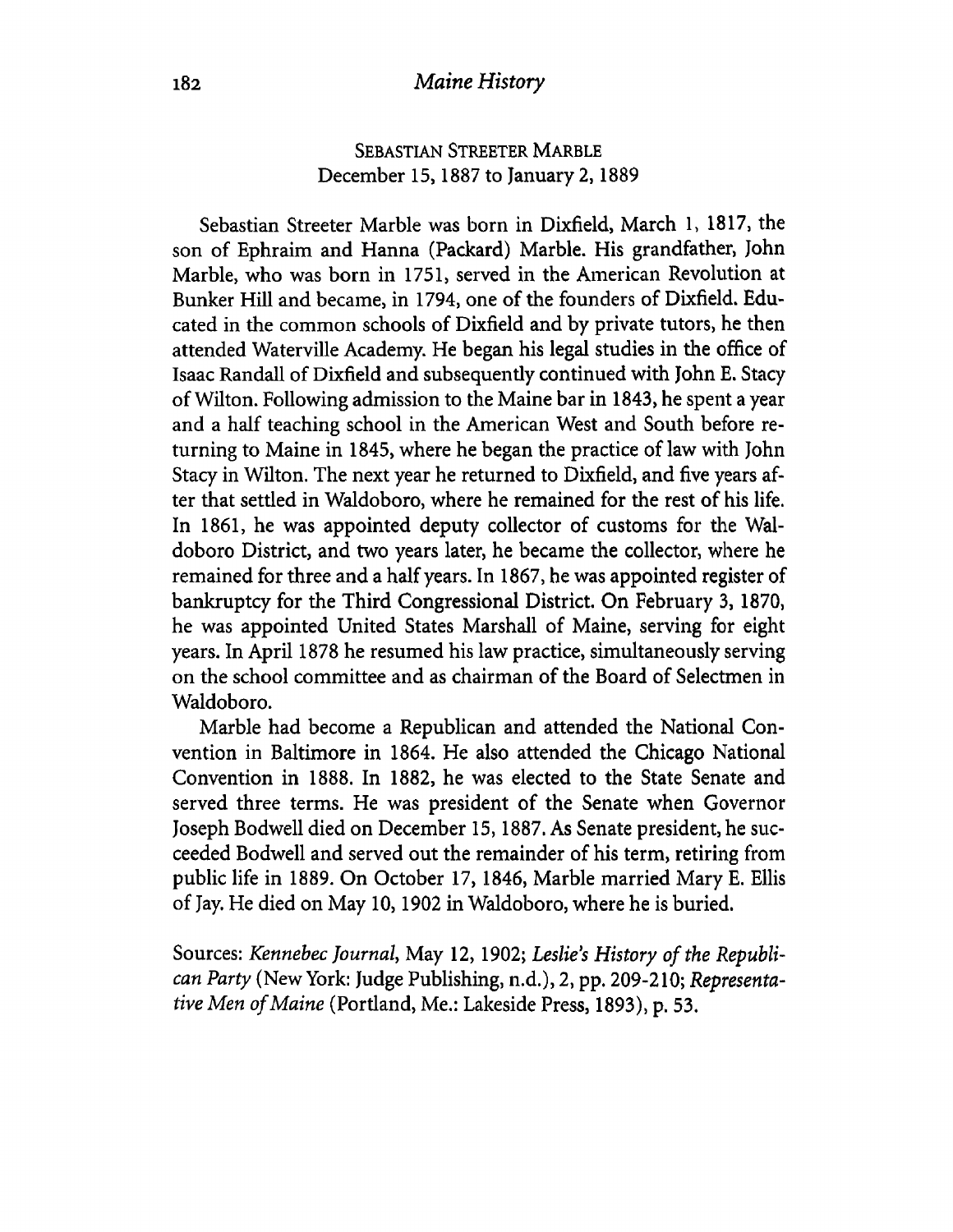### SEBASTIAN STREETER MARBLE
December 15, 1887 to January 2, 1889

Sebastian Streeter Marble was born in Dixfield, March 1, 1817, the son of Ephraim and Hanna (Packard) Marble. His grandfather, John Marble, who was born in 1751, served in the American Revolution at Bunker Hill and became, in 1794, one of the founders of Dixfield. Educated in the common schools of Dixfield and by private tutors, he then attended Waterville Academy. He began his legal studies in the office of Isaac Randall of Dixfield and subsequently continued with John E. Stacy of Wilton. Following admission to the Maine bar in 1843, he spent a year and a half teaching school in the American West and South before returning to Maine in 1845, where he began the practice of law with John Stacy in Wilton. The next year he returned to Dixfield, and five years after that settled in Waldoboro, where he remained for the rest of his life. In 1861, he was appointed deputy collector of customs for the Waldoboro District, and two years later, he became the collector, where he remained for three and a half years. In 1867, he was appointed register of bankruptcy for the Third Congressional District. On February 3, 1870, he was appointed United States Marshall of Maine, serving for eight years. In April 1878 he resumed his law practice, simultaneously serving on the school committee and as chairman of the Board of Selectmen in Waldoboro.

Marble had become a Republican and attended the National Convention in Baltimore in 1864. He also attended the Chicago National Convention in 1888. In 1882, he was elected to the State Senate and served three terms. He was president of the Senate when Governor Joseph Bodwell died on December 15, 1887. As Senate president, he succeeded Bodwell and served out the remainder of his term, retiring from public life in 1889. On October 17, 1846, Marble married Mary E. Ellis of Jay. He died on May 10, 1902 in Waldoboro, where he is buried.

Sources: *Kennebec Journal*, May 12, 1902; *Leslie's History of the Republican Party* (New York: Judge Publishing, n.d.), 2, pp. 209-210; *Representative Men of Maine* (Portland, Me.: Lakeside Press, 1893), p. 53.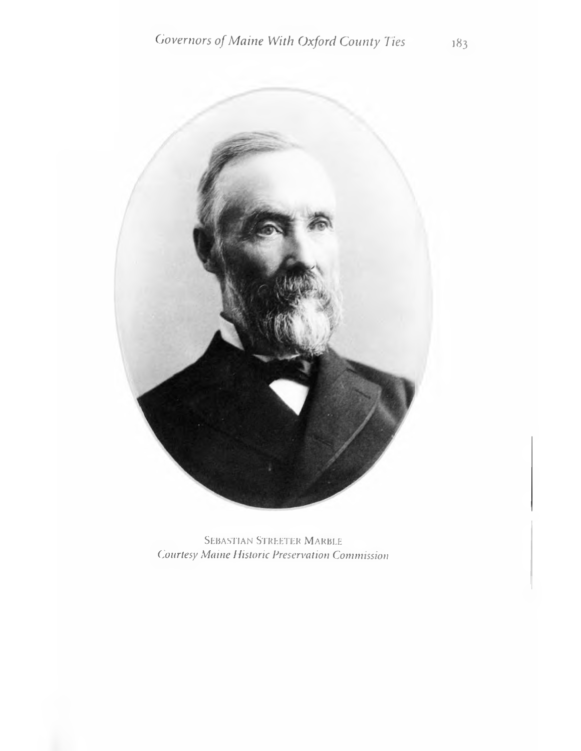SEBASTIAN STREETER MARBLE
*Courtesy Maine Historic Preservation Commission*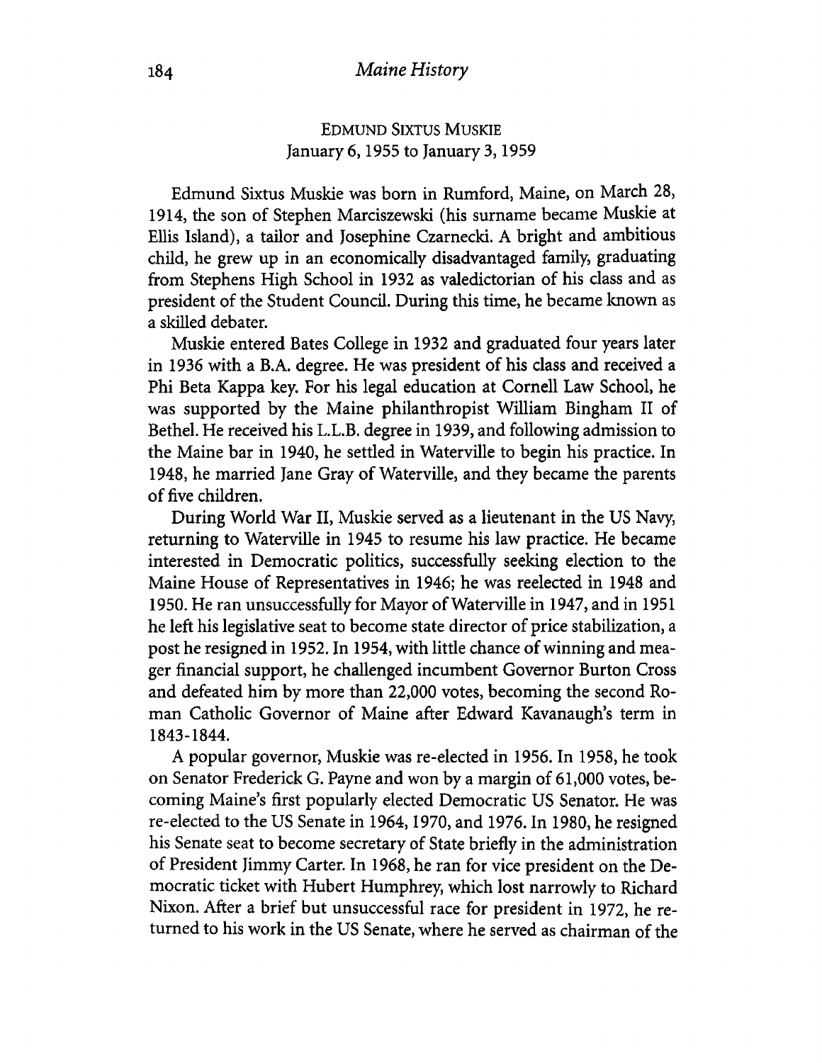## EDMUND SIXTUS MUSKIE
January 6, 1955 to January 3, 1959

Edmund Sixtus Muskie was born in Rumford, Maine, on March 28, 1914, the son of Stephen Marciszewski (his surname became Muskie at Ellis Island), a tailor and Josephine Czarnecki. A bright and ambitious child, he grew up in an economically disadvantaged family, graduating from Stephens High School in 1932 as valedictorian of his class and as president of the Student Council. During this time, he became known as a skilled debater.

Muskie entered Bates College in 1932 and graduated four years later in 1936 with a B.A. degree. He was president of his class and received a Phi Beta Kappa key. For his legal education at Cornell Law School, he was supported by the Maine philanthropist William Bingham II of Bethel. He received his L.L.B. degree in 1939, and following admission to the Maine bar in 1940, he settled in Waterville to begin his practice. In 1948, he married Jane Gray of Waterville, and they became the parents of five children.

During World War II, Muskie served as a lieutenant in the US Navy, returning to Waterville in 1945 to resume his law practice. He became interested in Democratic politics, successfully seeking election to the Maine House of Representatives in 1946; he was reelected in 1948 and 1950. He ran unsuccessfully for Mayor of Waterville in 1947, and in 1951 he left his legislative seat to become state director of price stabilization, a post he resigned in 1952. In 1954, with little chance of winning and meager financial support, he challenged incumbent Governor Burton Cross and defeated him by more than 22,000 votes, becoming the second Roman Catholic Governor of Maine after Edward Kavanaugh's term in 1843-1844.

A popular governor, Muskie was re-elected in 1956. In 1958, he took on Senator Frederick G. Payne and won by a margin of 61,000 votes, becoming Maine's first popularly elected Democratic US Senator. He was re-elected to the US Senate in 1964, 1970, and 1976. In 1980, he resigned his Senate seat to become secretary of State briefly in the administration of President Jimmy Carter. In 1968, he ran for vice president on the Democratic ticket with Hubert Humphrey, which lost narrowly to Richard Nixon. After a brief but unsuccessful race for president in 1972, he returned to his work in the US Senate, where he served as chairman of the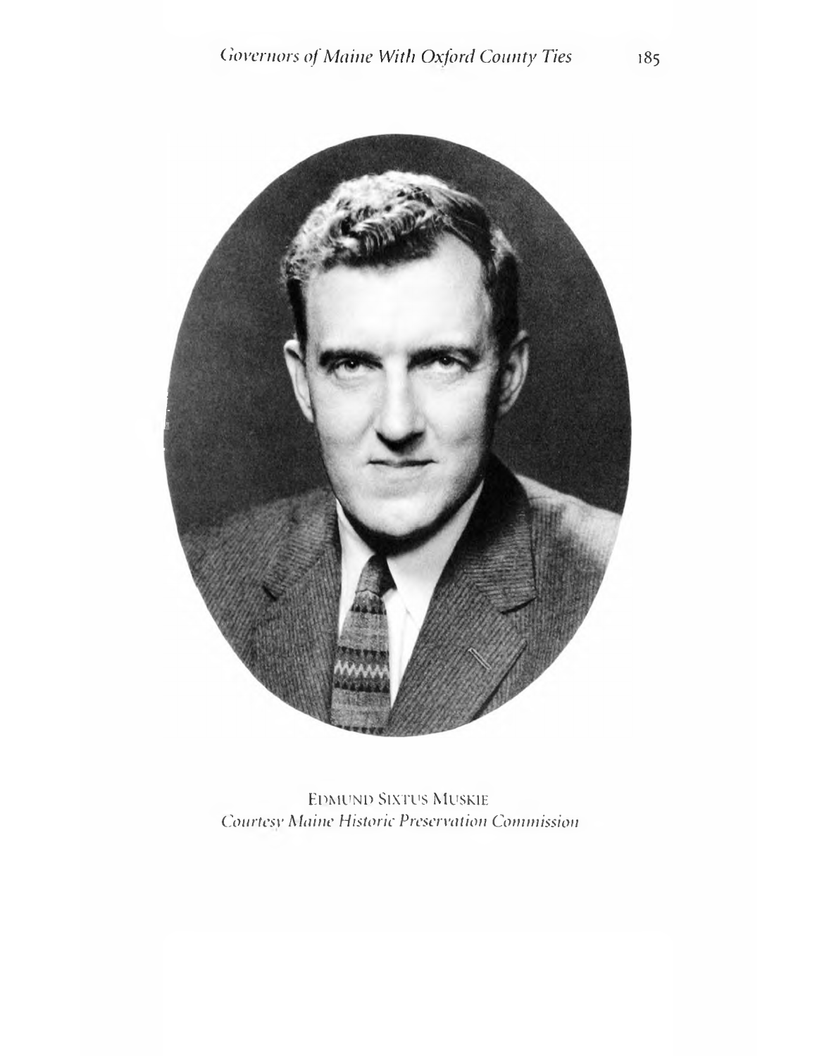EDMUND SIXTUS MUSKIE
*Courtesy Maine Historic Preservation Commission*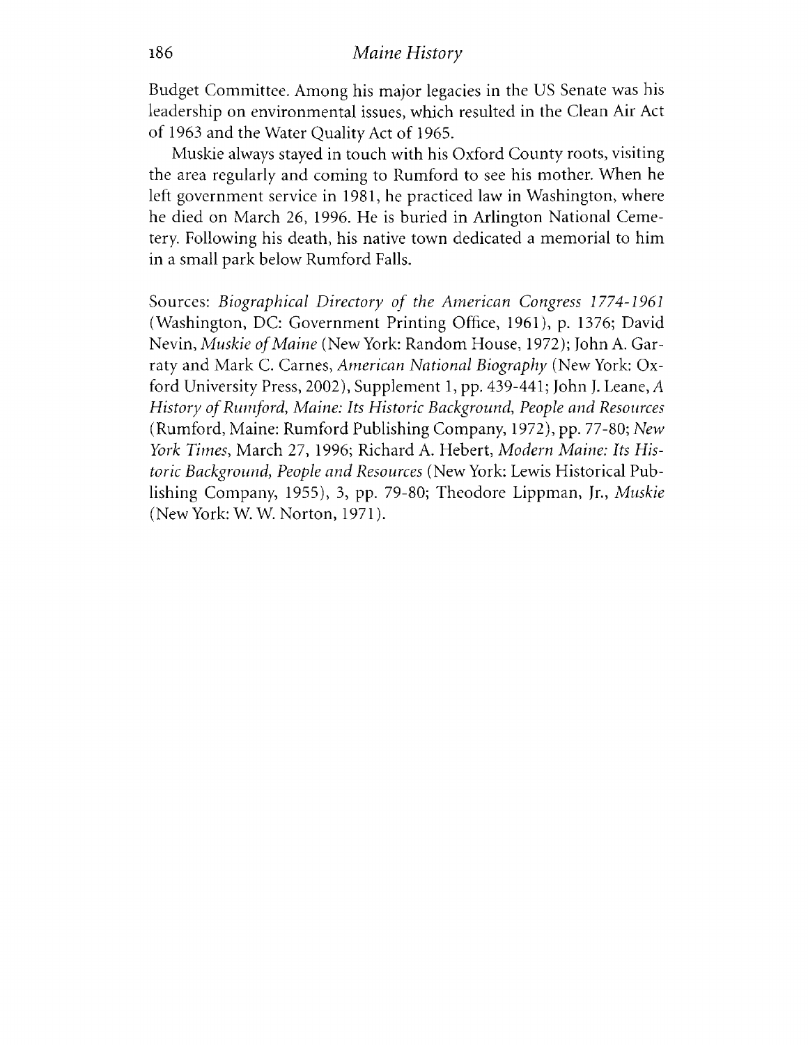Budget Committee. Among his major legacies in the US Senate was his leadership on environmental issues, which resulted in the Clean Air Act of 1963 and the Water Quality Act of 1965.

Muskie always stayed in touch with his Oxford County roots, visiting the area regularly and coming to Rumford to see his mother. When he left government service in 1981, he practiced law in Washington, where he died on March 26, 1996. He is buried in Arlington National Cemetery. Following his death, his native town dedicated a memorial to him in a small park below Rumford Falls.

Sources: *Biographical Directory of the American Congress 1774-1961* (Washington, DC: Government Printing Office, 1961), p. 1376; David Nevin, *Muskie of Maine* (New York: Random House, 1972); John A. Garraty and Mark C. Carnes, *American National Biography* (New York: Oxford University Press, 2002), Supplement 1, pp. 439-441; John J. Leane, *A History of Rumford, Maine: Its Historic Background, People and Resources* (Rumford, Maine: Rumford Publishing Company, 1972), pp. 77-80; *New York Times*, March 27, 1996; Richard A. Hebert, *Modern Maine: Its Historic Background, People and Resources* (New York: Lewis Historical Publishing Company, 1955), 3, pp. 79-80; Theodore Lippman, Jr., *Muskie* (New York: W. W. Norton, 1971).